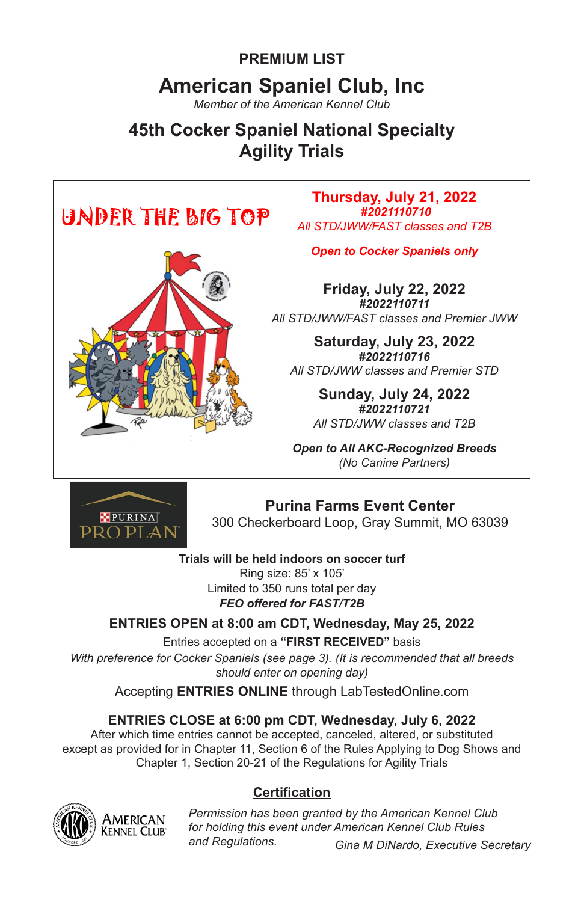# PREMIUM LIST

# American Spaniel Club, Inc

*Member of the American Kennel Club*

## 45th Cocker Spaniel National Specialty
## Agility Trials

**UNDER THE BIG TOP**

**Thursday, July 21, 2022**
***#2021110710***
*All STD/JWW/FAST classes and T2B*

***Open to Cocker Spaniels only***

---

**Friday, July 22, 2022**
***#2022110711***
*All STD/JWW/FAST classes and Premier JWW*

**Saturday, July 23, 2022**
***#2022110716***
*All STD/JWW classes and Premier STD*

**Sunday, July 24, 2022**
***#2022110721***
*All STD/JWW classes and T2B*

***Open to All AKC-Recognized Breeds***
*(No Canine Partners)*

PURINA PRO PLAN

**Purina Farms Event Center**
300 Checkerboard Loop, Gray Summit, MO 63039

**Trials will be held indoors on soccer turf**
Ring size: 85' x 105'
Limited to 350 runs total per day
***FEO offered for FAST/T2B***

**ENTRIES OPEN at 8:00 am CDT, Wednesday, May 25, 2022**

Entries accepted on a **"FIRST RECEIVED"** basis

*With preference for Cocker Spaniels (see page 3). (It is recommended that all breeds should enter on opening day)*

Accepting **ENTRIES ONLINE** through LabTestedOnline.com

**ENTRIES CLOSE at 6:00 pm CDT, Wednesday, July 6, 2022**

After which time entries cannot be accepted, canceled, altered, or substituted except as provided for in Chapter 11, Section 6 of the Rules Applying to Dog Shows and Chapter 1, Section 20-21 of the Regulations for Agility Trials

## Certification

AMERICAN KENNEL CLUB

*Permission has been granted by the American Kennel Club for holding this event under American Kennel Club Rules and Regulations.*

*Gina M DiNardo, Executive Secretary*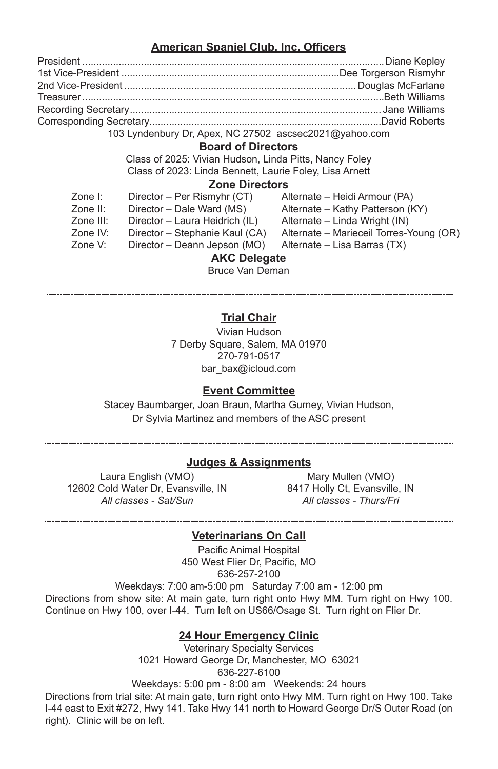## American Spaniel Club, Inc. Officers

President ............ Diane Kepley
1st Vice-President ............ Dee Torgerson Rismyhr
2nd Vice-President ............ Douglas McFarlane
Treasurer ............ Beth Williams
Recording Secretary ............ Jane Williams
Corresponding Secretary ............ David Roberts

103 Lyndenbury Dr, Apex, NC 27502 ascsec2021@yahoo.com

### Board of Directors

Class of 2025: Vivian Hudson, Linda Pitts, Nancy Foley
Class of 2023: Linda Bennett, Laurie Foley, Lisa Arnett

### Zone Directors

| Zone | Director | Alternate |
| --- | --- | --- |
| Zone I: | Director – Per Rismyhr (CT) | Alternate – Heidi Armour (PA) |
| Zone II: | Director – Dale Ward (MS) | Alternate – Kathy Patterson (KY) |
| Zone III: | Director – Laura Heidrich (IL) | Alternate – Linda Wright (IN) |
| Zone IV: | Director – Stephanie Kaul (CA) | Alternate – Marieceil Torres-Young (OR) |
| Zone V: | Director – Deann Jepson (MO) | Alternate – Lisa Barras (TX) |

### AKC Delegate

Bruce Van Deman

---

## Trial Chair

Vivian Hudson
7 Derby Square, Salem, MA 01970
270-791-0517
bar_bax@icloud.com

## Event Committee

Stacey Baumbarger, Joan Braun, Martha Gurney, Vivian Hudson, Dr Sylvia Martinez and members of the ASC present

---

## Judges & Assignments

Laura English (VMO)
12602 Cold Water Dr, Evansville, IN
*All classes - Sat/Sun*

Mary Mullen (VMO)
8417 Holly Ct, Evansville, IN
*All classes - Thurs/Fri*

---

## Veterinarians On Call

Pacific Animal Hospital
450 West Flier Dr, Pacific, MO
636-257-2100
Weekdays: 7:00 am-5:00 pm Saturday 7:00 am - 12:00 pm

Directions from show site: At main gate, turn right onto Hwy MM. Turn right on Hwy 100. Continue on Hwy 100, over I-44. Turn left on US66/Osage St. Turn right on Flier Dr.

## 24 Hour Emergency Clinic

Veterinary Specialty Services
1021 Howard George Dr, Manchester, MO 63021
636-227-6100
Weekdays: 5:00 pm - 8:00 am Weekends: 24 hours

Directions from trial site: At main gate, turn right onto Hwy MM. Turn right on Hwy 100. Take I-44 east to Exit #272, Hwy 141. Take Hwy 141 north to Howard George Dr/S Outer Road (on right). Clinic will be on left.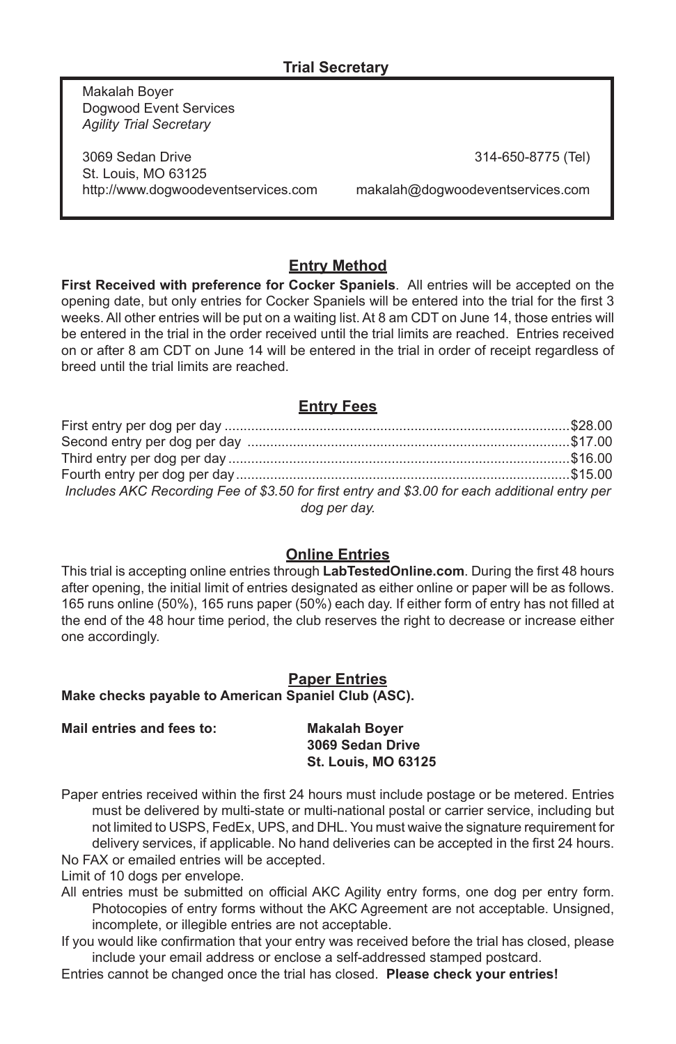### Trial Secretary

Makalah Boyer
Dogwood Event Services
*Agility Trial Secretary*

3069 Sedan Drive
St. Louis, MO 63125
http://www.dogwoodeventservices.com

314-650-8775 (Tel)
makalah@dogwoodeventservices.com

## Entry Method

**First Received with preference for Cocker Spaniels**. All entries will be accepted on the opening date, but only entries for Cocker Spaniels will be entered into the trial for the first 3 weeks. All other entries will be put on a waiting list. At 8 am CDT on June 14, those entries will be entered in the trial in the order received until the trial limits are reached. Entries received on or after 8 am CDT on June 14 will be entered in the trial in order of receipt regardless of breed until the trial limits are reached.

## Entry Fees

| | |
|---|---|
| First entry per dog per day | $28.00 |
| Second entry per dog per day | $17.00 |
| Third entry per dog per day | $16.00 |
| Fourth entry per dog per day | $15.00 |

*Includes AKC Recording Fee of $3.50 for first entry and $3.00 for each additional entry per dog per day.*

## Online Entries

This trial is accepting online entries through **LabTestedOnline.com**. During the first 48 hours after opening, the initial limit of entries designated as either online or paper will be as follows. 165 runs online (50%), 165 runs paper (50%) each day. If either form of entry has not filled at the end of the 48 hour time period, the club reserves the right to decrease or increase either one accordingly.

## Paper Entries

**Make checks payable to American Spaniel Club (ASC).**

**Mail entries and fees to:**

**Makalah Boyer**
**3069 Sedan Drive**
**St. Louis, MO 63125**

Paper entries received within the first 24 hours must include postage or be metered. Entries must be delivered by multi-state or multi-national postal or carrier service, including but not limited to USPS, FedEx, UPS, and DHL. You must waive the signature requirement for delivery services, if applicable. No hand deliveries can be accepted in the first 24 hours.

No FAX or emailed entries will be accepted.

Limit of 10 dogs per envelope.

All entries must be submitted on official AKC Agility entry forms, one dog per entry form. Photocopies of entry forms without the AKC Agreement are not acceptable. Unsigned, incomplete, or illegible entries are not acceptable.

If you would like confirmation that your entry was received before the trial has closed, please include your email address or enclose a self-addressed stamped postcard.

Entries cannot be changed once the trial has closed. **Please check your entries!**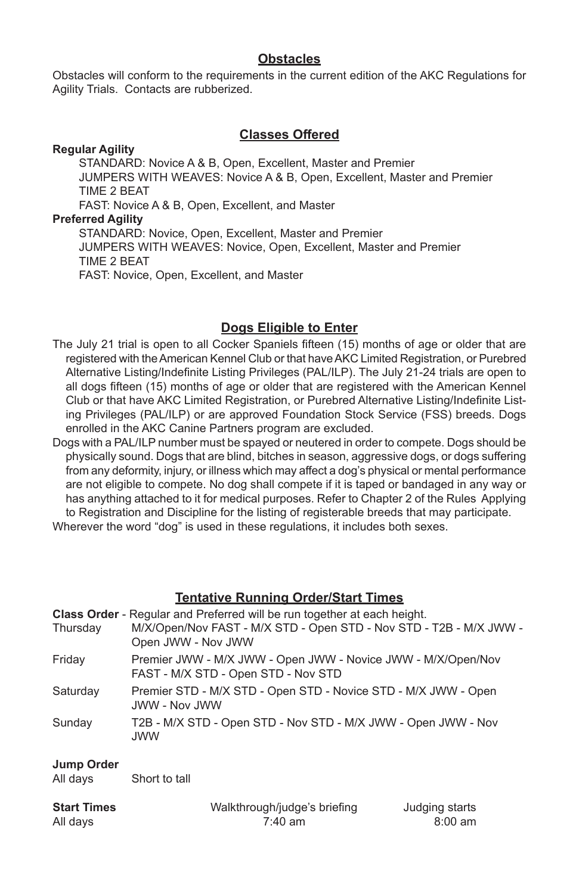## Obstacles

Obstacles will conform to the requirements in the current edition of the AKC Regulations for Agility Trials. Contacts are rubberized.

## Classes Offered

**Regular Agility**

- STANDARD: Novice A & B, Open, Excellent, Master and Premier
- JUMPERS WITH WEAVES: Novice A & B, Open, Excellent, Master and Premier
- TIME 2 BEAT
- FAST: Novice A & B, Open, Excellent, and Master

**Preferred Agility**

- STANDARD: Novice, Open, Excellent, Master and Premier
- JUMPERS WITH WEAVES: Novice, Open, Excellent, Master and Premier
- TIME 2 BEAT
- FAST: Novice, Open, Excellent, and Master

## Dogs Eligible to Enter

The July 21 trial is open to all Cocker Spaniels fifteen (15) months of age or older that are registered with the American Kennel Club or that have AKC Limited Registration, or Purebred Alternative Listing/Indefinite Listing Privileges (PAL/ILP). The July 21-24 trials are open to all dogs fifteen (15) months of age or older that are registered with the American Kennel Club or that have AKC Limited Registration, or Purebred Alternative Listing/Indefinite Listing Privileges (PAL/ILP) or are approved Foundation Stock Service (FSS) breeds. Dogs enrolled in the AKC Canine Partners program are excluded.

Dogs with a PAL/ILP number must be spayed or neutered in order to compete. Dogs should be physically sound. Dogs that are blind, bitches in season, aggressive dogs, or dogs suffering from any deformity, injury, or illness which may affect a dog's physical or mental performance are not eligible to compete. No dog shall compete if it is taped or bandaged in any way or has anything attached to it for medical purposes. Refer to Chapter 2 of the Rules Applying to Registration and Discipline for the listing of registerable breeds that may participate.

Wherever the word "dog" is used in these regulations, it includes both sexes.

## Tentative Running Order/Start Times

**Class Order** - Regular and Preferred will be run together at each height.

| | |
|---|---|
| Thursday | M/X/Open/Nov FAST - M/X STD - Open STD - Nov STD - T2B - M/X JWW - Open JWW - Nov JWW |
| Friday | Premier JWW - M/X JWW - Open JWW - Novice JWW - M/X/Open/Nov FAST - M/X STD - Open STD - Nov STD |
| Saturday | Premier STD - M/X STD - Open STD - Novice STD - M/X JWW - Open JWW - Nov JWW |
| Sunday | T2B - M/X STD - Open STD - Nov STD - M/X JWW - Open JWW - Nov JWW |

**Jump Order**

| | |
|---|---|
| All days | Short to tall |

| **Start Times** | Walkthrough/judge's briefing | Judging starts |
|---|---|---|
| All days | 7:40 am | 8:00 am |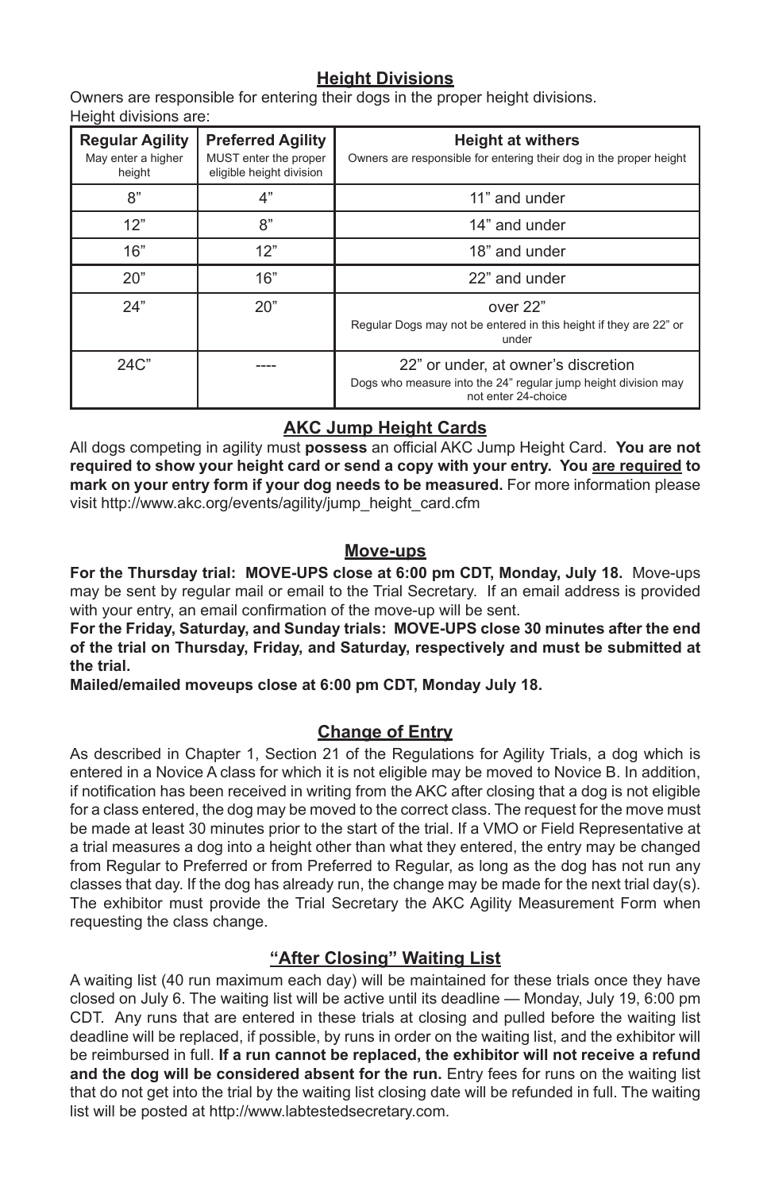## Height Divisions

Owners are responsible for entering their dogs in the proper height divisions.
Height divisions are:

| Regular Agility May enter a higher height | Preferred Agility MUST enter the proper eligible height division | Height at withers Owners are responsible for entering their dog in the proper height |
|---|---|---|
| 8" | 4" | 11" and under |
| 12" | 8" | 14" and under |
| 16" | 12" | 18" and under |
| 20" | 16" | 22" and under |
| 24" | 20" | over 22" Regular Dogs may not be entered in this height if they are 22" or under |
| 24C" | ---- | 22" or under, at owner's discretion Dogs who measure into the 24" regular jump height division may not enter 24-choice |

## AKC Jump Height Cards

All dogs competing in agility must **possess** an official AKC Jump Height Card. **You are not required to show your height card or send a copy with your entry. You <u>are required</u> to mark on your entry form if your dog needs to be measured.** For more information please visit http://www.akc.org/events/agility/jump_height_card.cfm

## Move-ups

**For the Thursday trial: MOVE-UPS close at 6:00 pm CDT, Monday, July 18.** Move-ups may be sent by regular mail or email to the Trial Secretary. If an email address is provided with your entry, an email confirmation of the move-up will be sent.

**For the Friday, Saturday, and Sunday trials: MOVE-UPS close 30 minutes after the end of the trial on Thursday, Friday, and Saturday, respectively and must be submitted at the trial.**

**Mailed/emailed moveups close at 6:00 pm CDT, Monday July 18.**

## Change of Entry

As described in Chapter 1, Section 21 of the Regulations for Agility Trials, a dog which is entered in a Novice A class for which it is not eligible may be moved to Novice B. In addition, if notification has been received in writing from the AKC after closing that a dog is not eligible for a class entered, the dog may be moved to the correct class. The request for the move must be made at least 30 minutes prior to the start of the trial. If a VMO or Field Representative at a trial measures a dog into a height other than what they entered, the entry may be changed from Regular to Preferred or from Preferred to Regular, as long as the dog has not run any classes that day. If the dog has already run, the change may be made for the next trial day(s). The exhibitor must provide the Trial Secretary the AKC Agility Measurement Form when requesting the class change.

## "After Closing" Waiting List

A waiting list (40 run maximum each day) will be maintained for these trials once they have closed on July 6. The waiting list will be active until its deadline — Monday, July 19, 6:00 pm CDT. Any runs that are entered in these trials at closing and pulled before the waiting list deadline will be replaced, if possible, by runs in order on the waiting list, and the exhibitor will be reimbursed in full. **If a run cannot be replaced, the exhibitor will not receive a refund and the dog will be considered absent for the run.** Entry fees for runs on the waiting list that do not get into the trial by the waiting list closing date will be refunded in full. The waiting list will be posted at http://www.labtestedsecretary.com.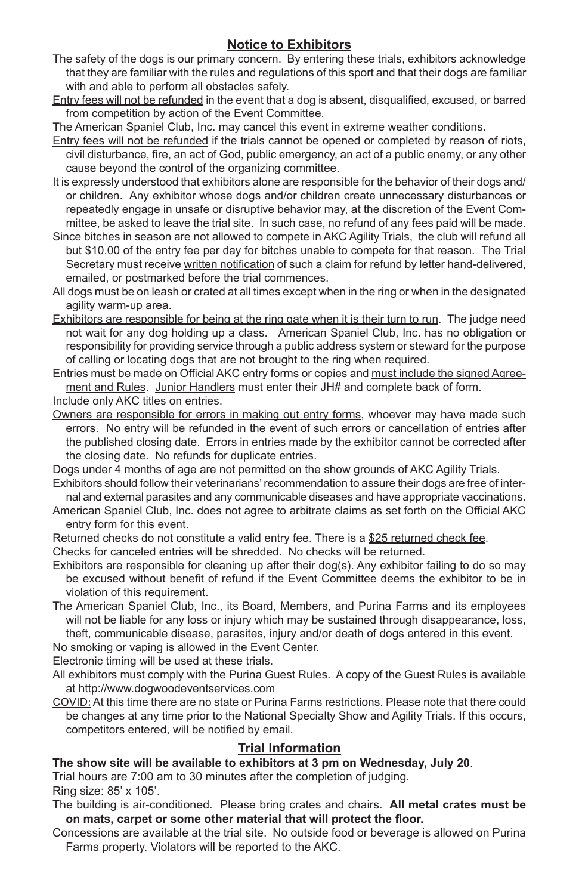## Notice to Exhibitors

The safety of the dogs is our primary concern. By entering these trials, exhibitors acknowledge that they are familiar with the rules and regulations of this sport and that their dogs are familiar with and able to perform all obstacles safely.

Entry fees will not be refunded in the event that a dog is absent, disqualified, excused, or barred from competition by action of the Event Committee.

The American Spaniel Club, Inc. may cancel this event in extreme weather conditions.

Entry fees will not be refunded if the trials cannot be opened or completed by reason of riots, civil disturbance, fire, an act of God, public emergency, an act of a public enemy, or any other cause beyond the control of the organizing committee.

It is expressly understood that exhibitors alone are responsible for the behavior of their dogs and/or children. Any exhibitor whose dogs and/or children create unnecessary disturbances or repeatedly engage in unsafe or disruptive behavior may, at the discretion of the Event Committee, be asked to leave the trial site. In such case, no refund of any fees paid will be made.

Since bitches in season are not allowed to compete in AKC Agility Trials, the club will refund all but $10.00 of the entry fee per day for bitches unable to compete for that reason. The Trial Secretary must receive written notification of such a claim for refund by letter hand-delivered, emailed, or postmarked before the trial commences.

All dogs must be on leash or crated at all times except when in the ring or when in the designated agility warm-up area.

Exhibitors are responsible for being at the ring gate when it is their turn to run. The judge need not wait for any dog holding up a class. American Spaniel Club, Inc. has no obligation or responsibility for providing service through a public address system or steward for the purpose of calling or locating dogs that are not brought to the ring when required.

Entries must be made on Official AKC entry forms or copies and must include the signed Agreement and Rules. Junior Handlers must enter their JH# and complete back of form.

Include only AKC titles on entries.

Owners are responsible for errors in making out entry forms, whoever may have made such errors. No entry will be refunded in the event of such errors or cancellation of entries after the published closing date. Errors in entries made by the exhibitor cannot be corrected after the closing date. No refunds for duplicate entries.

Dogs under 4 months of age are not permitted on the show grounds of AKC Agility Trials.

Exhibitors should follow their veterinarians' recommendation to assure their dogs are free of internal and external parasites and any communicable diseases and have appropriate vaccinations.

American Spaniel Club, Inc. does not agree to arbitrate claims as set forth on the Official AKC entry form for this event.

Returned checks do not constitute a valid entry fee. There is a $25 returned check fee.

Checks for canceled entries will be shredded. No checks will be returned.

Exhibitors are responsible for cleaning up after their dog(s). Any exhibitor failing to do so may be excused without benefit of refund if the Event Committee deems the exhibitor to be in violation of this requirement.

The American Spaniel Club, Inc., its Board, Members, and Purina Farms and its employees will not be liable for any loss or injury which may be sustained through disappearance, loss, theft, communicable disease, parasites, injury and/or death of dogs entered in this event.

No smoking or vaping is allowed in the Event Center.

Electronic timing will be used at these trials.

All exhibitors must comply with the Purina Guest Rules. A copy of the Guest Rules is available at http://www.dogwoodeventservices.com

COVID: At this time there are no state or Purina Farms restrictions. Please note that there could be changes at any time prior to the National Specialty Show and Agility Trials. If this occurs, competitors entered, will be notified by email.

## Trial Information

**The show site will be available to exhibitors at 3 pm on Wednesday, July 20**.

Trial hours are 7:00 am to 30 minutes after the completion of judging.

Ring size: 85' x 105'.

The building is air-conditioned. Please bring crates and chairs. **All metal crates must be on mats, carpet or some other material that will protect the floor.**

Concessions are available at the trial site. No outside food or beverage is allowed on Purina Farms property. Violators will be reported to the AKC.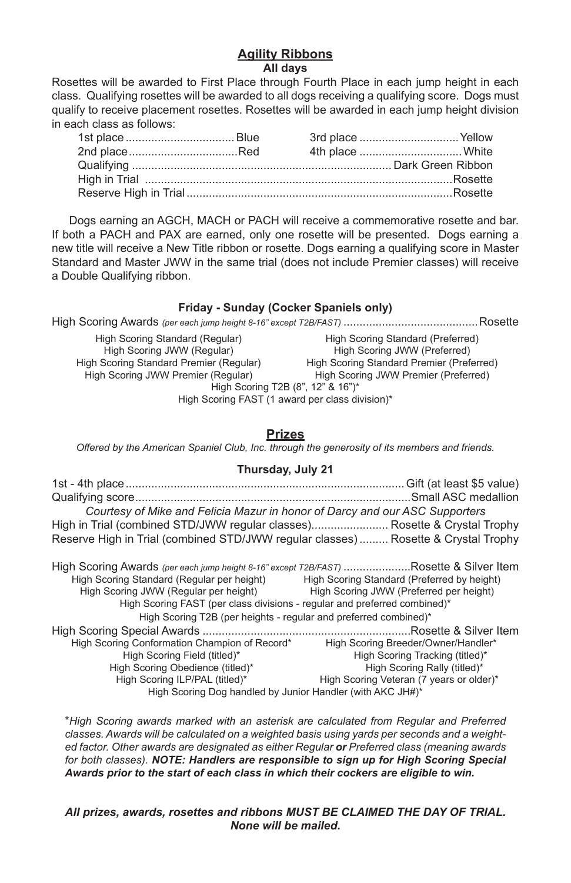## Agility Ribbons

**All days**

Rosettes will be awarded to First Place through Fourth Place in each jump height in each class. Qualifying rosettes will be awarded to all dogs receiving a qualifying score. Dogs must qualify to receive placement rosettes. Rosettes will be awarded in each jump height division in each class as follows:

| | | | |
|---|---|---|---|
| 1st place | Blue | 3rd place | Yellow |
| 2nd place | Red | 4th place | White |

Qualifying .................... Dark Green Ribbon
High in Trial .................... Rosette
Reserve High in Trial .................... Rosette

Dogs earning an AGCH, MACH or PACH will receive a commemorative rosette and bar. If both a PACH and PAX are earned, only one rosette will be presented. Dogs earning a new title will receive a New Title ribbon or rosette. Dogs earning a qualifying score in Master Standard and Master JWW in the same trial (does not include Premier classes) will receive a Double Qualifying ribbon.

### Friday - Sunday (Cocker Spaniels only)

High Scoring Awards *(per each jump height 8-16" except T2B/FAST)* .................... Rosette

- High Scoring Standard (Regular)
- High Scoring Standard (Preferred)
- High Scoring JWW (Regular)
- High Scoring JWW (Preferred)
- High Scoring Standard Premier (Regular)
- High Scoring Standard Premier (Preferred)
- High Scoring JWW Premier (Regular)
- High Scoring JWW Premier (Preferred)
- High Scoring T2B (8", 12" & 16")*
- High Scoring FAST (1 award per class division)*

## Prizes

*Offered by the American Spaniel Club, Inc. through the generosity of its members and friends.*

### Thursday, July 21

1st - 4th place .................... Gift (at least $5 value)
Qualifying score .................... Small ASC medallion

*Courtesy of Mike and Felicia Mazur in honor of Darcy and our ASC Supporters*

High in Trial (combined STD/JWW regular classes) .................... Rosette & Crystal Trophy
Reserve High in Trial (combined STD/JWW regular classes) .................... Rosette & Crystal Trophy

High Scoring Awards *(per each jump height 8-16" except T2B/FAST)* .................... Rosette & Silver Item

- High Scoring Standard (Regular per height)
- High Scoring Standard (Preferred by height)
- High Scoring JWW (Regular per height)
- High Scoring JWW (Preferred per height)
- High Scoring FAST (per class divisions - regular and preferred combined)*
- High Scoring T2B (per heights - regular and preferred combined)*

High Scoring Special Awards .................... Rosette & Silver Item

- High Scoring Conformation Champion of Record*
- High Scoring Breeder/Owner/Handler*
- High Scoring Field (titled)*
- High Scoring Tracking (titled)*
- High Scoring Obedience (titled)*
- High Scoring Rally (titled)*
- High Scoring ILP/PAL (titled)*
- High Scoring Veteran (7 years or older)*
- High Scoring Dog handled by Junior Handler (with AKC JH#)*

**Asterisk note:** **High Scoring awards marked with an asterisk are calculated from Regular and Preferred classes. Awards will be calculated on a weighted basis using yards per seconds and a weighted factor. Other awards are designated as either Regular** ***or*** **Preferred class (meaning awards for both classes).** ***NOTE: Handlers are responsible to sign up for High Scoring Special Awards prior to the start of each class in which their cockers are eligible to win.***

***All prizes, awards, rosettes and ribbons MUST BE CLAIMED THE DAY OF TRIAL. None will be mailed.***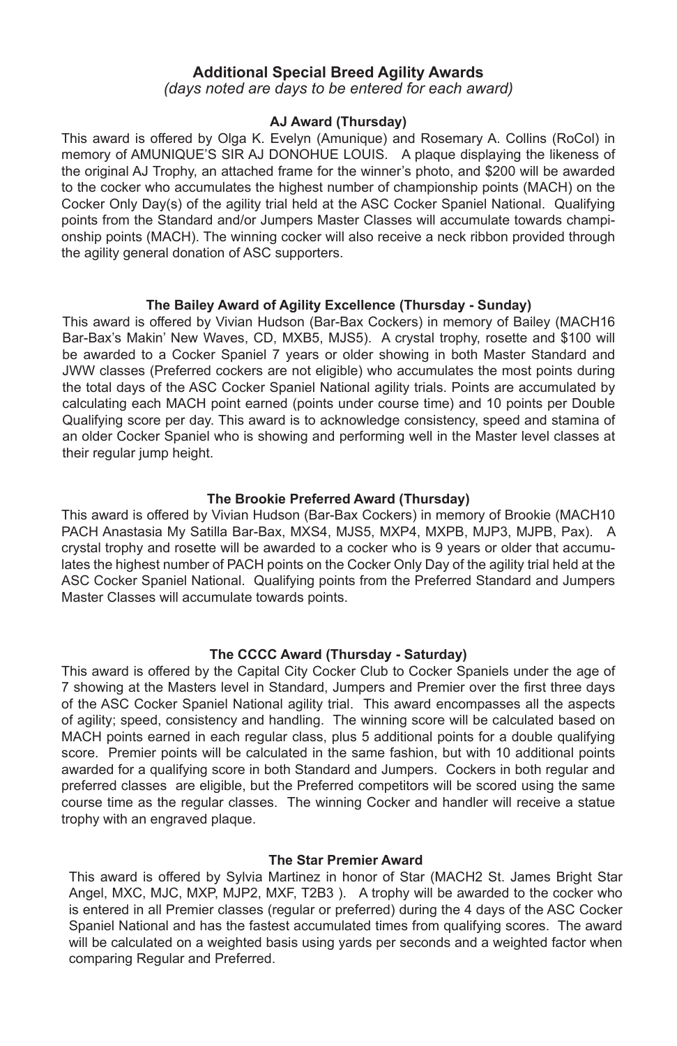## Additional Special Breed Agility Awards

*(days noted are days to be entered for each award)*

### AJ Award (Thursday)

This award is offered by Olga K. Evelyn (Amunique) and Rosemary A. Collins (RoCol) in memory of AMUNIQUE'S SIR AJ DONOHUE LOUIS. A plaque displaying the likeness of the original AJ Trophy, an attached frame for the winner's photo, and $200 will be awarded to the cocker who accumulates the highest number of championship points (MACH) on the Cocker Only Day(s) of the agility trial held at the ASC Cocker Spaniel National. Qualifying points from the Standard and/or Jumpers Master Classes will accumulate towards championship points (MACH). The winning cocker will also receive a neck ribbon provided through the agility general donation of ASC supporters.

### The Bailey Award of Agility Excellence (Thursday - Sunday)

This award is offered by Vivian Hudson (Bar-Bax Cockers) in memory of Bailey (MACH16 Bar-Bax's Makin' New Waves, CD, MXB5, MJS5). A crystal trophy, rosette and $100 will be awarded to a Cocker Spaniel 7 years or older showing in both Master Standard and JWW classes (Preferred cockers are not eligible) who accumulates the most points during the total days of the ASC Cocker Spaniel National agility trials. Points are accumulated by calculating each MACH point earned (points under course time) and 10 points per Double Qualifying score per day. This award is to acknowledge consistency, speed and stamina of an older Cocker Spaniel who is showing and performing well in the Master level classes at their regular jump height.

### The Brookie Preferred Award (Thursday)

This award is offered by Vivian Hudson (Bar-Bax Cockers) in memory of Brookie (MACH10 PACH Anastasia My Satilla Bar-Bax, MXS4, MJS5, MXP4, MXPB, MJP3, MJPB, Pax). A crystal trophy and rosette will be awarded to a cocker who is 9 years or older that accumulates the highest number of PACH points on the Cocker Only Day of the agility trial held at the ASC Cocker Spaniel National. Qualifying points from the Preferred Standard and Jumpers Master Classes will accumulate towards points.

### The CCCC Award (Thursday - Saturday)

This award is offered by the Capital City Cocker Club to Cocker Spaniels under the age of 7 showing at the Masters level in Standard, Jumpers and Premier over the first three days of the ASC Cocker Spaniel National agility trial. This award encompasses all the aspects of agility; speed, consistency and handling. The winning score will be calculated based on MACH points earned in each regular class, plus 5 additional points for a double qualifying score. Premier points will be calculated in the same fashion, but with 10 additional points awarded for a qualifying score in both Standard and Jumpers. Cockers in both regular and preferred classes are eligible, but the Preferred competitors will be scored using the same course time as the regular classes. The winning Cocker and handler will receive a statue trophy with an engraved plaque.

### The Star Premier Award

This award is offered by Sylvia Martinez in honor of Star (MACH2 St. James Bright Star Angel, MXC, MJC, MXP, MJP2, MXF, T2B3 ). A trophy will be awarded to the cocker who is entered in all Premier classes (regular or preferred) during the 4 days of the ASC Cocker Spaniel National and has the fastest accumulated times from qualifying scores. The award will be calculated on a weighted basis using yards per seconds and a weighted factor when comparing Regular and Preferred.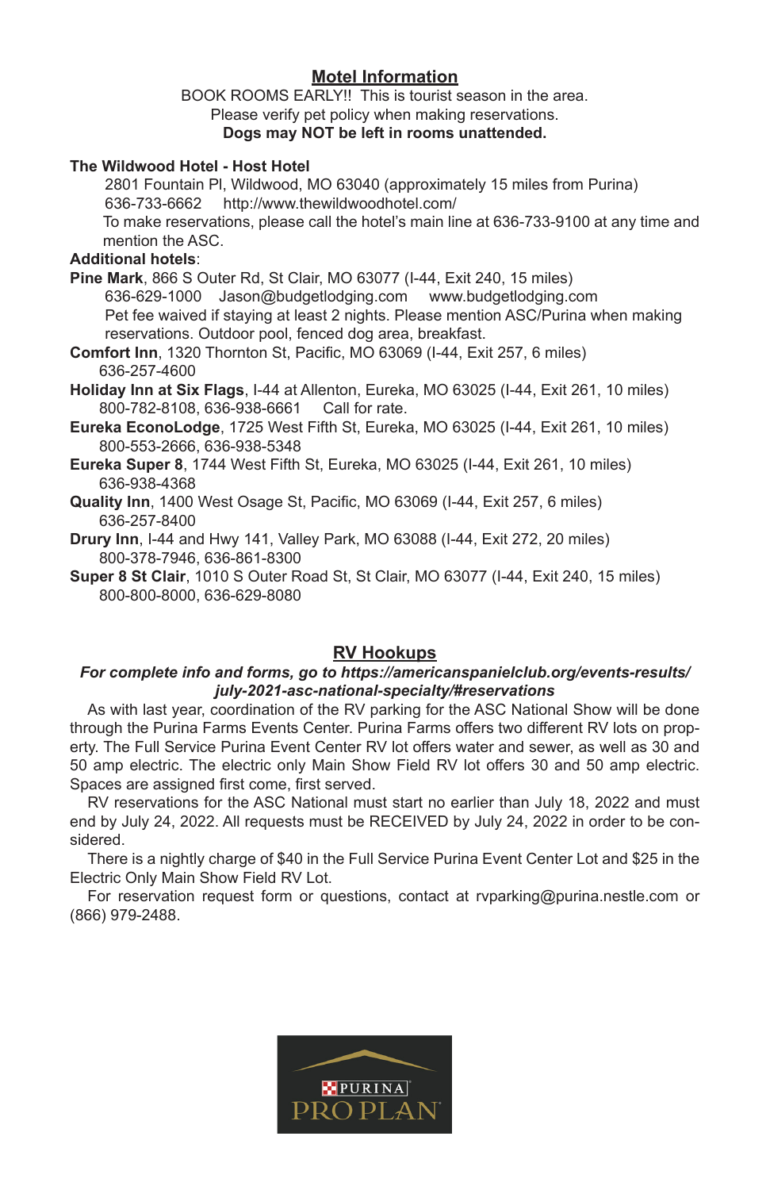## Motel Information

BOOK ROOMS EARLY!! This is tourist season in the area.
Please verify pet policy when making reservations.
**Dogs may NOT be left in rooms unattended.**

**The Wildwood Hotel - Host Hotel**
2801 Fountain Pl, Wildwood, MO 63040 (approximately 15 miles from Purina)
636-733-6662 http://www.thewildwoodhotel.com/
To make reservations, please call the hotel's main line at 636-733-9100 at any time and mention the ASC.

**Additional hotels**:

**Pine Mark**, 866 S Outer Rd, St Clair, MO 63077 (I-44, Exit 240, 15 miles)
636-629-1000 Jason@budgetlodging.com www.budgetlodging.com
Pet fee waived if staying at least 2 nights. Please mention ASC/Purina when making reservations. Outdoor pool, fenced dog area, breakfast.

**Comfort Inn**, 1320 Thornton St, Pacific, MO 63069 (I-44, Exit 257, 6 miles)
636-257-4600

**Holiday Inn at Six Flags**, I-44 at Allenton, Eureka, MO 63025 (I-44, Exit 261, 10 miles)
800-782-8108, 636-938-6661 Call for rate.

**Eureka EconoLodge**, 1725 West Fifth St, Eureka, MO 63025 (I-44, Exit 261, 10 miles)
800-553-2666, 636-938-5348

**Eureka Super 8**, 1744 West Fifth St, Eureka, MO 63025 (I-44, Exit 261, 10 miles)
636-938-4368

**Quality Inn**, 1400 West Osage St, Pacific, MO 63069 (I-44, Exit 257, 6 miles)
636-257-8400

**Drury Inn**, I-44 and Hwy 141, Valley Park, MO 63088 (I-44, Exit 272, 20 miles)
800-378-7946, 636-861-8300

**Super 8 St Clair**, 1010 S Outer Road St, St Clair, MO 63077 (I-44, Exit 240, 15 miles)
800-800-8000, 636-629-8080

## RV Hookups

***For complete info and forms, go to https://americanspanielclub.org/events-results/july-2021-asc-national-specialty/#reservations***

As with last year, coordination of the RV parking for the ASC National Show will be done through the Purina Farms Events Center. Purina Farms offers two different RV lots on property. The Full Service Purina Event Center RV lot offers water and sewer, as well as 30 and 50 amp electric. The electric only Main Show Field RV lot offers 30 and 50 amp electric. Spaces are assigned first come, first served.

RV reservations for the ASC National must start no earlier than July 18, 2022 and must end by July 24, 2022. All requests must be RECEIVED by July 24, 2022 in order to be considered.

There is a nightly charge of $40 in the Full Service Purina Event Center Lot and $25 in the Electric Only Main Show Field RV Lot.

For reservation request form or questions, contact at rvparking@purina.nestle.com or (866) 979-2488.

PURINA PRO PLAN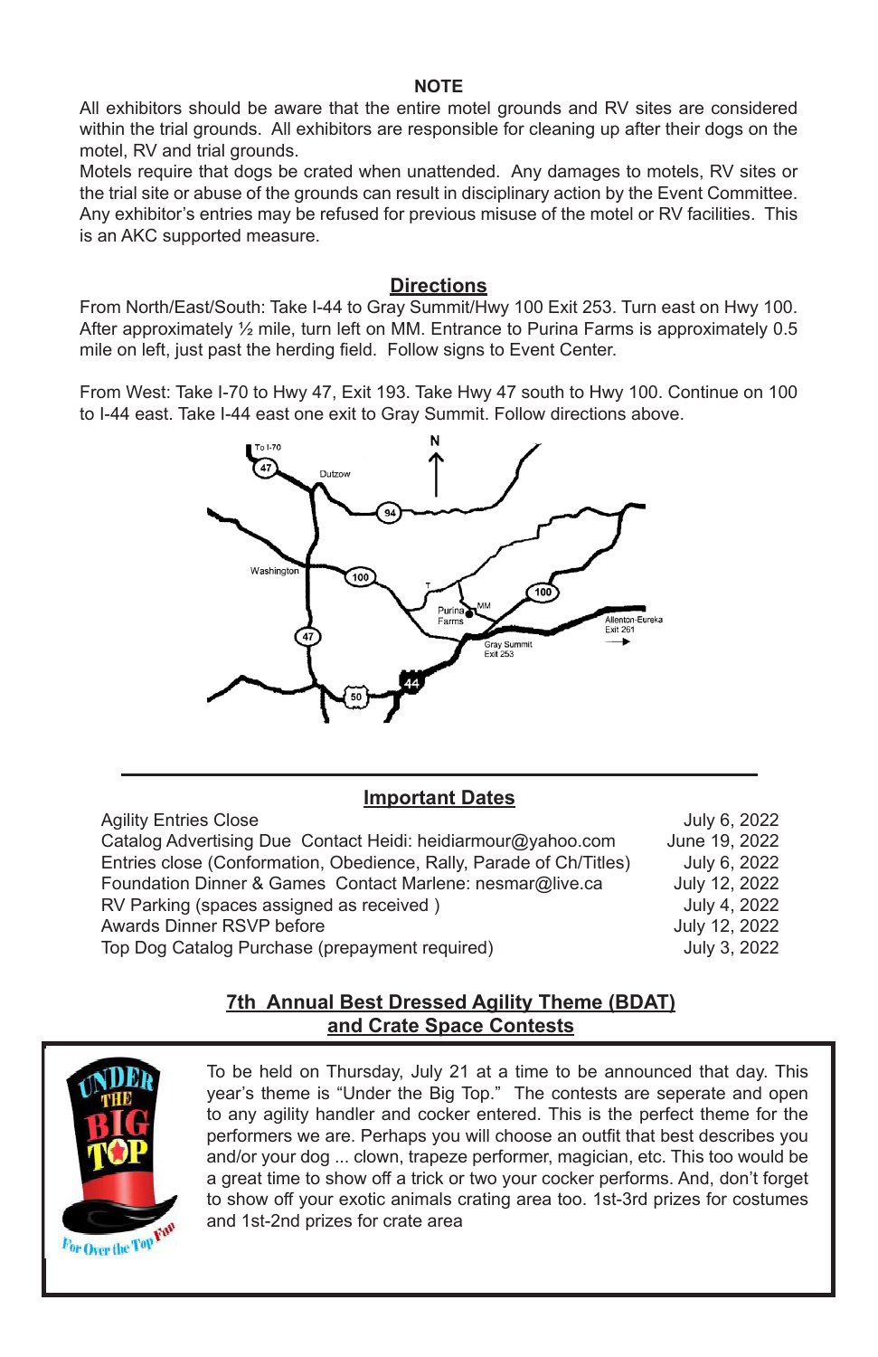**NOTE**

All exhibitors should be aware that the entire motel grounds and RV sites are considered within the trial grounds. All exhibitors are responsible for cleaning up after their dogs on the motel, RV and trial grounds.

Motels require that dogs be crated when unattended. Any damages to motels, RV sites or the trial site or abuse of the grounds can result in disciplinary action by the Event Committee. Any exhibitor's entries may be refused for previous misuse of the motel or RV facilities. This is an AKC supported measure.

## Directions

From North/East/South: Take I-44 to Gray Summit/Hwy 100 Exit 253. Turn east on Hwy 100. After approximately ½ mile, turn left on MM. Entrance to Purina Farms is approximately 0.5 mile on left, just past the herding field. Follow signs to Event Center.

From West: Take I-70 to Hwy 47, Exit 193. Take Hwy 47 south to Hwy 100. Continue on 100 to I-44 east. Take I-44 east one exit to Gray Summit. Follow directions above.

## Important Dates

| | |
|---|---|
| Agility Entries Close | July 6, 2022 |
| Catalog Advertising Due Contact Heidi: heidiarmour@yahoo.com | June 19, 2022 |
| Entries close (Conformation, Obedience, Rally, Parade of Ch/Titles) | July 6, 2022 |
| Foundation Dinner & Games Contact Marlene: nesmar@live.ca | July 12, 2022 |
| RV Parking (spaces assigned as received ) | July 4, 2022 |
| Awards Dinner RSVP before | July 12, 2022 |
| Top Dog Catalog Purchase (prepayment required) | July 3, 2022 |

## 7th Annual Best Dressed Agility Theme (BDAT) and Crate Space Contests

To be held on Thursday, July 17 at a time to be announced that day. This year's theme is "Under the Big Top." The contests are seperate and open to any agility handler and cocker entered. This is the perfect theme for the performers we are. Perhaps you will choose an outfit that best describes you and/or your dog ... clown, trapeze performer, magician, etc. This too would be a great time to show off a trick or two your cocker performs. And, don't forget to show off your exotic animals crating area too. 1st-3rd prizes for costumes and 1st-2nd prizes for crate area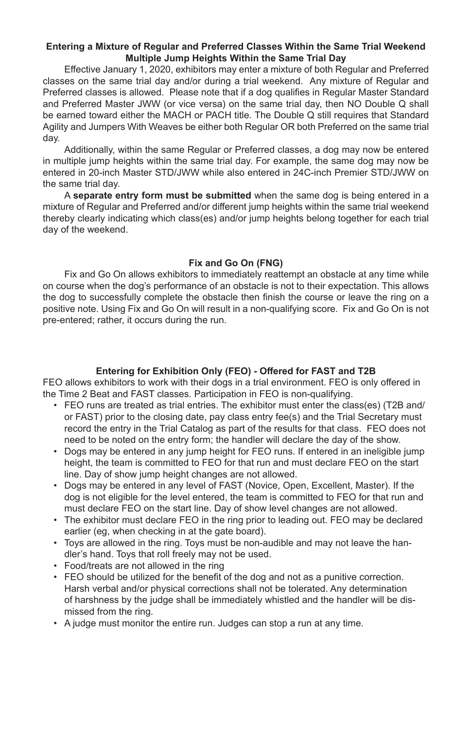### Entering a Mixture of Regular and Preferred Classes Within the Same Trial Weekend
### Multiple Jump Heights Within the Same Trial Day

Effective January 1, 2020, exhibitors may enter a mixture of both Regular and Preferred classes on the same trial day and/or during a trial weekend. Any mixture of Regular and Preferred classes is allowed. Please note that if a dog qualifies in Regular Master Standard and Preferred Master JWW (or vice versa) on the same trial day, then NO Double Q shall be earned toward either the MACH or PACH title. The Double Q still requires that Standard Agility and Jumpers With Weaves be either both Regular OR both Preferred on the same trial day.

Additionally, within the same Regular or Preferred classes, a dog may now be entered in multiple jump heights within the same trial day. For example, the same dog may now be entered in 20-inch Master STD/JWW while also entered in 24C-inch Premier STD/JWW on the same trial day.

A **separate entry form must be submitted** when the same dog is being entered in a mixture of Regular and Preferred and/or different jump heights within the same trial weekend thereby clearly indicating which class(es) and/or jump heights belong together for each trial day of the weekend.

### Fix and Go On (FNG)

Fix and Go On allows exhibitors to immediately reattempt an obstacle at any time while on course when the dog's performance of an obstacle is not to their expectation. This allows the dog to successfully complete the obstacle then finish the course or leave the ring on a positive note. Using Fix and Go On will result in a non-qualifying score. Fix and Go On is not pre-entered; rather, it occurs during the run.

### Entering for Exhibition Only (FEO) - Offered for FAST and T2B

FEO allows exhibitors to work with their dogs in a trial environment. FEO is only offered in the Time 2 Beat and FAST classes. Participation in FEO is non-qualifying.

- FEO runs are treated as trial entries. The exhibitor must enter the class(es) (T2B and/or FAST) prior to the closing date, pay class entry fee(s) and the Trial Secretary must record the entry in the Trial Catalog as part of the results for that class. FEO does not need to be noted on the entry form; the handler will declare the day of the show.
- Dogs may be entered in any jump height for FEO runs. If entered in an ineligible jump height, the team is committed to FEO for that run and must declare FEO on the start line. Day of show jump height changes are not allowed.
- Dogs may be entered in any level of FAST (Novice, Open, Excellent, Master). If the dog is not eligible for the level entered, the team is committed to FEO for that run and must declare FEO on the start line. Day of show level changes are not allowed.
- The exhibitor must declare FEO in the ring prior to leading out. FEO may be declared earlier (eg, when checking in at the gate board).
- Toys are allowed in the ring. Toys must be non-audible and may not leave the handler's hand. Toys that roll freely may not be used.
- Food/treats are not allowed in the ring
- FEO should be utilized for the benefit of the dog and not as a punitive correction. Harsh verbal and/or physical corrections shall not be tolerated. Any determination of harshness by the judge shall be immediately whistled and the handler will be dismissed from the ring.
- A judge must monitor the entire run. Judges can stop a run at any time.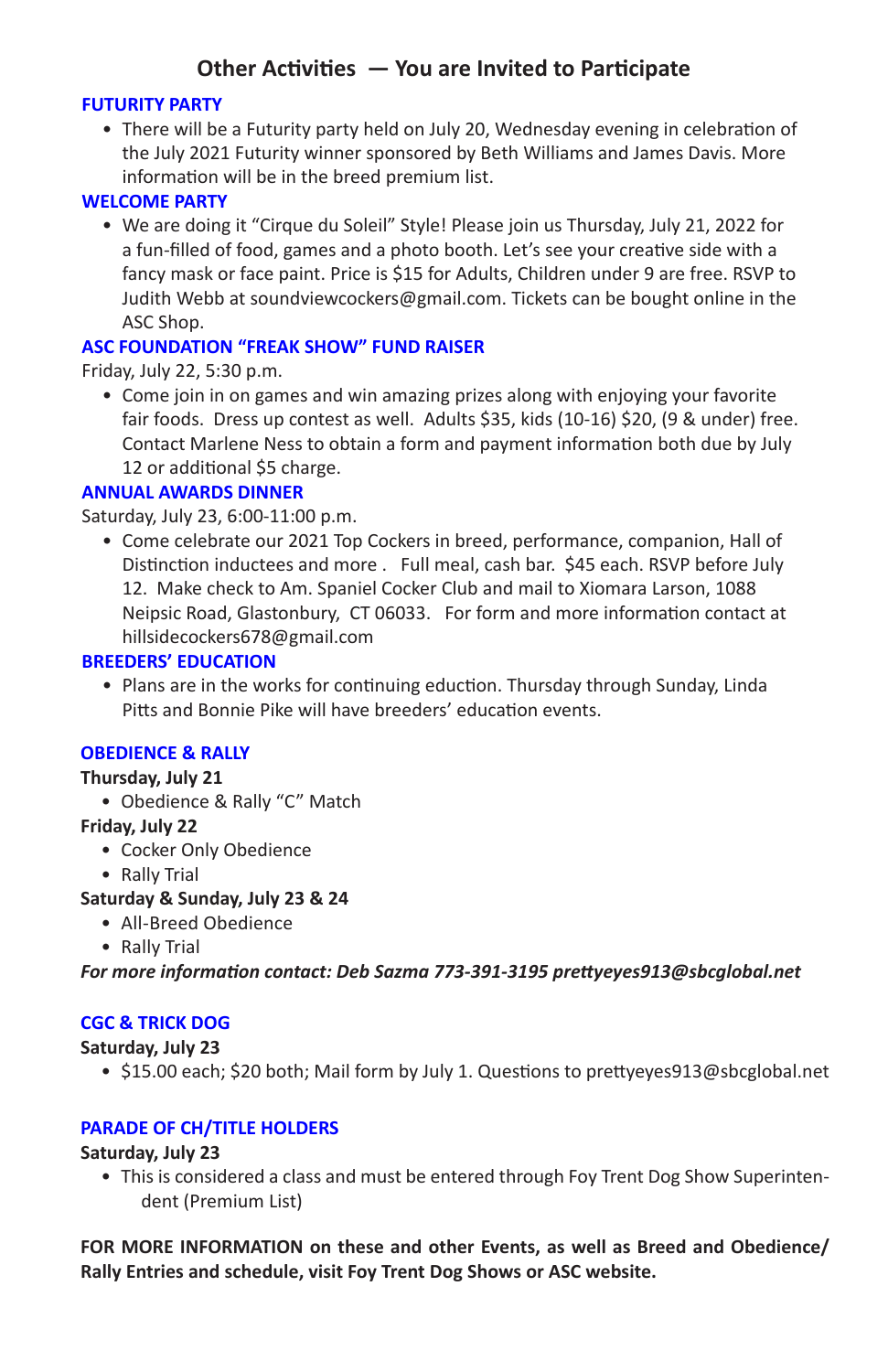## Other Activities — You are Invited to Participate

### FUTURITY PARTY

- There will be a Futurity party held on July 20, Wednesday evening in celebration of the July 2021 Futurity winner sponsored by Beth Williams and James Davis. More information will be in the breed premium list.

### WELCOME PARTY

- We are doing it "Cirque du Soleil" Style! Please join us Thursday, July 21, 2022 for a fun-filled of food, games and a photo booth. Let's see your creative side with a fancy mask or face paint. Price is $15 for Adults, Children under 9 are free. RSVP to Judith Webb at soundviewcockers@gmail.com. Tickets can be bought online in the ASC Shop.

### ASC FOUNDATION "FREAK SHOW" FUND RAISER

Friday, July 22, 5:30 p.m.

- Come join in on games and win amazing prizes along with enjoying your favorite fair foods. Dress up contest as well. Adults $35, kids (10-16) $20, (9 & under) free. Contact Marlene Ness to obtain a form and payment information both due by July 12 or additional $5 charge.

### ANNUAL AWARDS DINNER

Saturday, July 23, 6:00-11:00 p.m.

- Come celebrate our 2021 Top Cockers in breed, performance, companion, Hall of Distinction inductees and more . Full meal, cash bar. $45 each. RSVP before July 12. Make check to Am. Spaniel Cocker Club and mail to Xiomara Larson, 1088 Neipsic Road, Glastonbury, CT 06033. For form and more information contact at hillsidecockers678@gmail.com

### BREEDERS' EDUCATION

- Plans are in the works for continuing eduction. Thursday through Sunday, Linda Pitts and Bonnie Pike will have breeders' education events.

### OBEDIENCE & RALLY

**Thursday, July 21**

- Obedience & Rally "C" Match

**Friday, July 22**

- Cocker Only Obedience
- Rally Trial

**Saturday & Sunday, July 23 & 24**

- All-Breed Obedience
- Rally Trial

***For more information contact: Deb Sazma 773-391-3195 prettyeyes913@sbcglobal.net***

### CGC & TRICK DOG

**Saturday, July 23**

- $15.00 each; $20 both; Mail form by July 1. Questions to prettyeyes913@sbcglobal.net

### PARADE OF CH/TITLE HOLDERS

**Saturday, July 23**

- This is considered a class and must be entered through Foy Trent Dog Show Superintendent (Premium List)

**FOR MORE INFORMATION on these and other Events, as well as Breed and Obedience/Rally Entries and schedule, visit Foy Trent Dog Shows or ASC website.**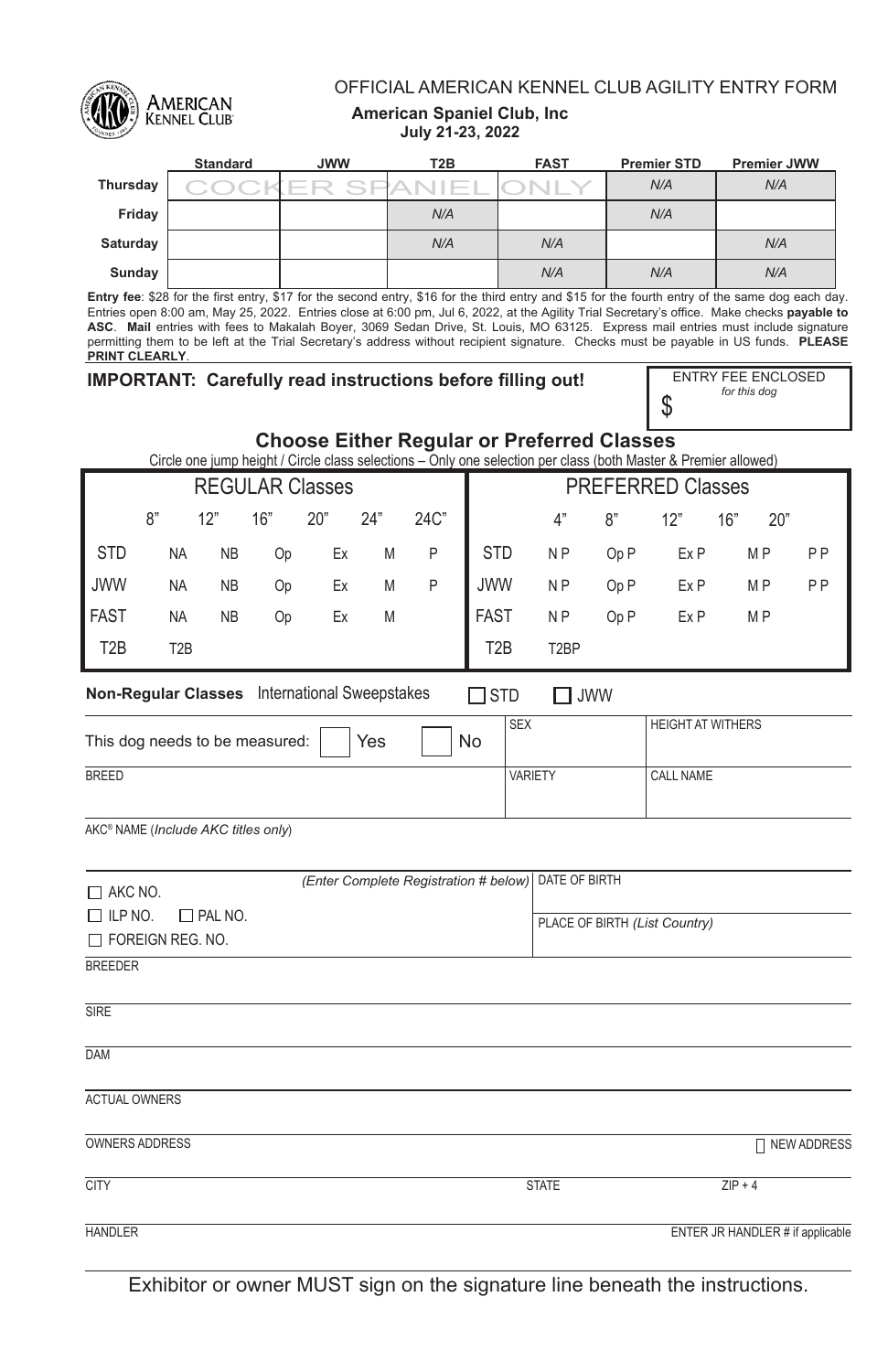# OFFICIAL AMERICAN KENNEL CLUB AGILITY ENTRY FORM

**American Spaniel Club, Inc**
**July 21-23, 2022**

| | Standard | JWW | T2B | FAST | Premier STD | Premier JWW |
|---|---|---|---|---|---|---|
| **Thursday** | COCKER SPANIEL ONLY | | | | N/A | N/A |
| **Friday** | | | N/A | | N/A | |
| **Saturday** | | | N/A | N/A | | N/A |
| **Sunday** | | | | N/A | N/A | N/A |

**Entry fee**: $28 for the first entry, $17 for the second entry, $16 for the third entry and $15 for the fourth entry of the same dog each day. Entries open 8:00 am, May 25, 2022. Entries close at 6:00 pm, Jul 6, 2022, at the Agility Trial Secretary's office. Make checks **payable to ASC**. **Mail** entries with fees to Makalah Boyer, 3069 Sedan Drive, St. Louis, MO 63125. Express mail entries must include signature permitting them to be left at the Trial Secretary's address without recipient signature. Checks must be payable in US funds. **PLEASE PRINT CLEARLY**.

**IMPORTANT: Carefully read instructions before filling out!**

ENTRY FEE ENCLOSED *for this dog* $

## Choose Either Regular or Preferred Classes

Circle one jump height / Circle class selections – Only one selection per class (both Master & Premier allowed)

| REGULAR Classes | | | | | | | PREFERRED Classes | | | | | |
|---|---|---|---|---|---|---|---|---|---|---|---|---|
| | 8" | 12" | 16" | 20" | 24" | 24C" | | 4" | 8" | 12" | 16" | 20" |
| STD | NA | NB | Op | Ex | M | P | STD | N P | Op P | Ex P | M P | P P |
| JWW | NA | NB | Op | Ex | M | P | JWW | N P | Op P | Ex P | M P | P P |
| FAST | NA | NB | Op | Ex | M | | FAST | N P | Op P | Ex P | M P | |
| T2B | T2B | | | | | | T2B | T2BP | | | | |

**Non-Regular Classes** International Sweepstakes ☐ STD ☐ JWW

This dog needs to be measured: ☐ Yes ☐ No

SEX

HEIGHT AT WITHERS

BREED

VARIETY

CALL NAME

AKC® NAME (*Include AKC titles only*)

☐ AKC NO. *(Enter Complete Registration # below)*

☐ ILP NO. ☐ PAL NO.

☐ FOREIGN REG. NO.

DATE OF BIRTH

PLACE OF BIRTH *(List Country)*

BREEDER

SIRE

DAM

ACTUAL OWNERS

OWNERS ADDRESS ☐ NEW ADDRESS

CITY STATE ZIP + 4

HANDLER ENTER JR HANDLER # if applicable

Exhibitor or owner MUST sign on the signature line beneath the instructions.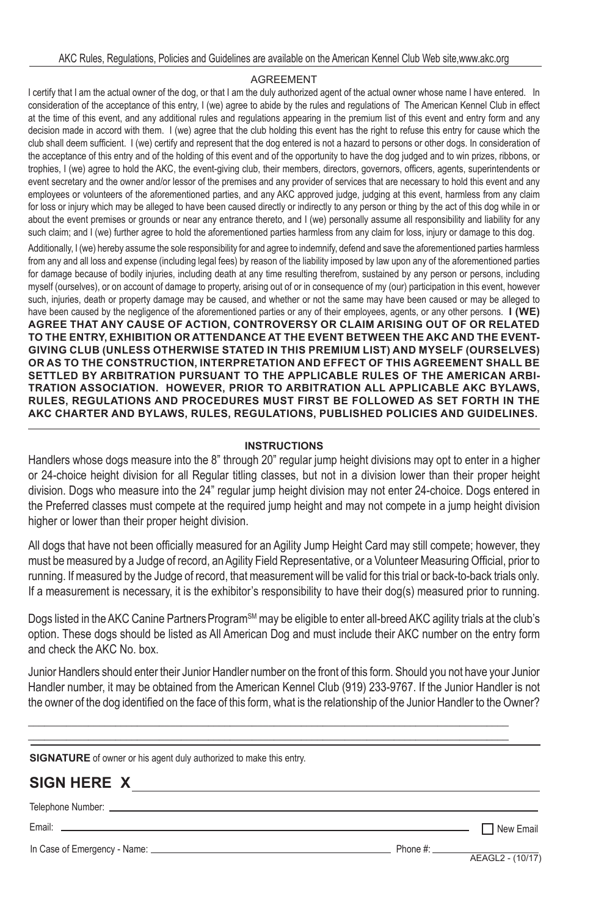AKC Rules, Regulations, Policies and Guidelines are available on the American Kennel Club Web site,www.akc.org

## AGREEMENT

I certify that I am the actual owner of the dog, or that I am the duly authorized agent of the actual owner whose name I have entered. In consideration of the acceptance of this entry, I (we) agree to abide by the rules and regulations of The American Kennel Club in effect at the time of this event, and any additional rules and regulations appearing in the premium list of this event and entry form and any decision made in accord with them. I (we) agree that the club holding this event has the right to refuse this entry for cause which the club shall deem sufficient. I (we) certify and represent that the dog entered is not a hazard to persons or other dogs. In consideration of the acceptance of this entry and of the holding of this event and of the opportunity to have the dog judged and to win prizes, ribbons, or trophies, I (we) agree to hold the AKC, the event-giving club, their members, directors, governors, officers, agents, superintendents or event secretary and the owner and/or lessor of the premises and any provider of services that are necessary to hold this event and any employees or volunteers of the aforementioned parties, and any AKC approved judge, judging at this event, harmless from any claim for loss or injury which may be alleged to have been caused directly or indirectly to any person or thing by the act of this dog while in or about the event premises or grounds or near any entrance thereto, and I (we) personally assume all responsibility and liability for any such claim; and I (we) further agree to hold the aforementioned parties harmless from any claim for loss, injury or damage to this dog.

Additionally, I (we) hereby assume the sole responsibility for and agree to indemnify, defend and save the aforementioned parties harmless from any and all loss and expense (including legal fees) by reason of the liability imposed by law upon any of the aforementioned parties for damage because of bodily injuries, including death at any time resulting therefrom, sustained by any person or persons, including myself (ourselves), or on account of damage to property, arising out of or in consequence of my (our) participation in this event, however such, injuries, death or property damage may be caused, and whether or not the same may have been caused or may be alleged to have been caused by the negligence of the aforementioned parties or any of their employees, agents, or any other persons. **I (WE) AGREE THAT ANY CAUSE OF ACTION, CONTROVERSY OR CLAIM ARISING OUT OF OR RELATED TO THE ENTRY, EXHIBITION OR ATTENDANCE AT THE EVENT BETWEEN THE AKC AND THE EVENT-GIVING CLUB (UNLESS OTHERWISE STATED IN THIS PREMIUM LIST) AND MYSELF (OURSELVES) OR AS TO THE CONSTRUCTION, INTERPRETATION AND EFFECT OF THIS AGREEMENT SHALL BE SETTLED BY ARBITRATION PURSUANT TO THE APPLICABLE RULES OF THE AMERICAN ARBITRATION ASSOCIATION. HOWEVER, PRIOR TO ARBITRATION ALL APPLICABLE AKC BYLAWS, RULES, REGULATIONS AND PROCEDURES MUST FIRST BE FOLLOWED AS SET FORTH IN THE AKC CHARTER AND BYLAWS, RULES, REGULATIONS, PUBLISHED POLICIES AND GUIDELINES.**

## INSTRUCTIONS

Handlers whose dogs measure into the 8" through 20" regular jump height divisions may opt to enter in a higher or 24-choice height division for all Regular titling classes, but not in a division lower than their proper height division. Dogs who measure into the 24" regular jump height division may not enter 24-choice. Dogs entered in the Preferred classes must compete at the required jump height and may not compete in a jump height division higher or lower than their proper height division.

All dogs that have not been officially measured for an Agility Jump Height Card may still compete; however, they must be measured by a Judge of record, an Agility Field Representative, or a Volunteer Measuring Official, prior to running. If measured by the Judge of record, that measurement will be valid for this trial or back-to-back trials only. If a measurement is necessary, it is the exhibitor's responsibility to have their dog(s) measured prior to running.

Dogs listed in the AKC Canine Partners Program[SM] may be eligible to enter all-breed AKC agility trials at the club's option. These dogs should be listed as All American Dog and must include their AKC number on the entry form and check the AKC No. box.

Junior Handlers should enter their Junior Handler number on the front of this form. Should you not have your Junior Handler number, it may be obtained from the American Kennel Club (919) 233-9767. If the Junior Handler is not the owner of the dog identified on the face of this form, what is the relationship of the Junior Handler to the Owner?

\_\_\_\_\_\_\_\_\_\_\_\_\_\_\_\_\_\_\_\_\_\_\_\_\_\_\_\_\_\_\_\_\_\_\_\_\_\_\_\_\_\_\_\_\_\_\_\_\_\_\_\_\_\_\_\_\_\_\_\_\_\_\_\_

\_\_\_\_\_\_\_\_\_\_\_\_\_\_\_\_\_\_\_\_\_\_\_\_\_\_\_\_\_\_\_\_\_\_\_\_\_\_\_\_\_\_\_\_\_\_\_\_\_\_\_\_\_\_\_\_\_\_\_\_\_\_\_\_

**SIGNATURE** of owner or his agent duly authorized to make this entry.

**SIGN HERE X** \_\_\_\_\_\_\_\_\_\_\_\_\_\_\_\_\_\_\_\_\_\_\_\_\_\_\_\_\_\_\_\_\_\_\_\_\_\_\_\_

Telephone Number: \_\_\_\_\_\_\_\_\_\_\_\_\_\_\_\_\_\_\_\_\_\_\_\_\_\_\_\_\_\_\_\_\_\_\_\_\_\_\_\_

Email: \_\_\_\_\_\_\_\_\_\_\_\_\_\_\_\_\_\_\_\_\_\_\_\_\_\_\_\_\_\_\_\_\_\_\_\_\_\_\_\_ ☐ New Email

In Case of Emergency - Name: \_\_\_\_\_\_\_\_\_\_\_\_\_\_\_\_\_\_\_\_\_\_\_\_\_\_ Phone #: \_\_\_\_\_\_\_\_\_\_\_\_

AEAGL2 - (10/17)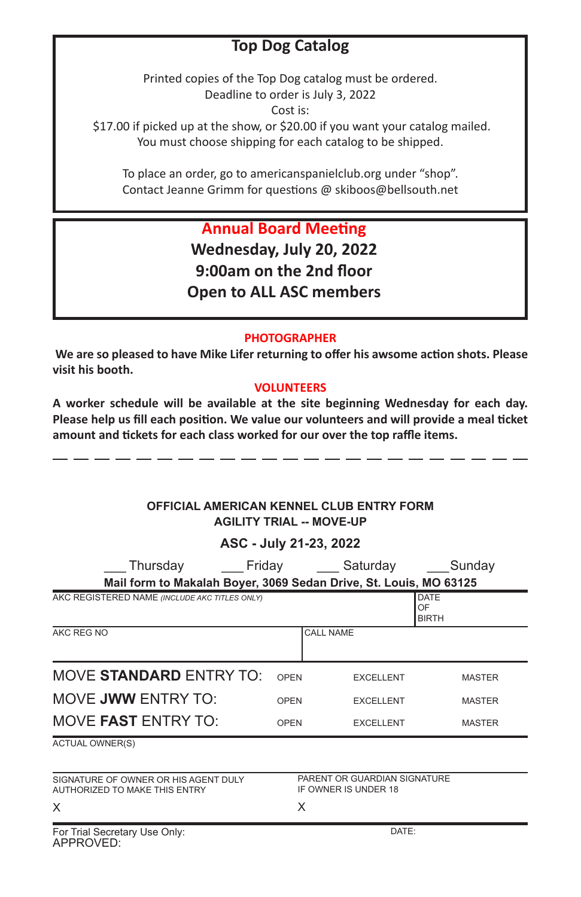## Top Dog Catalog

Printed copies of the Top Dog catalog must be ordered.
Deadline to order is July 3, 2022
Cost is:
$17.00 if picked up at the show, or $20.00 if you want your catalog mailed.
You must choose shipping for each catalog to be shipped.

To place an order, go to americanspanielclub.org under "shop".
Contact Jeanne Grimm for questions @ skiboos@bellsouth.net

## Annual Board Meeting

**Wednesday, July 20, 2022**
**9:00am on the 2nd floor**
**Open to ALL ASC members**

### PHOTOGRAPHER

**We are so pleased to have Mike Lifer returning to offer his awsome action shots. Please visit his booth.**

### VOLUNTEERS

**A worker schedule will be available at the site beginning Wednesday for each day. Please help us fill each position. We value our volunteers and will provide a meal ticket amount and tickets for each class worked for our over the top raffle items.**

---

### OFFICIAL AMERICAN KENNEL CLUB ENTRY FORM
### AGILITY TRIAL -- MOVE-UP

### ASC - July 21-23, 2022

___ Thursday ___ Friday ___ Saturday ___ Sunday

**Mail form to Makalah Boyer, 3069 Sedan Drive, St. Louis, MO 63125**

| AKC REGISTERED NAME *(INCLUDE AKC TITLES ONLY)* | | DATE OF BIRTH |
|---|---|---|
| AKC REG NO | CALL NAME | |

| | | | |
|---|---|---|---|
| MOVE **STANDARD** ENTRY TO: | OPEN | EXCELLENT | MASTER |
| MOVE **JWW** ENTRY TO: | OPEN | EXCELLENT | MASTER |
| MOVE **FAST** ENTRY TO: | OPEN | EXCELLENT | MASTER |

ACTUAL OWNER(S)

| SIGNATURE OF OWNER OR HIS AGENT DULY AUTHORIZED TO MAKE THIS ENTRY | PARENT OR GUARDIAN SIGNATURE IF OWNER IS UNDER 18 |
|---|---|
| X | X |

For Trial Secretary Use Only: DATE:
APPROVED: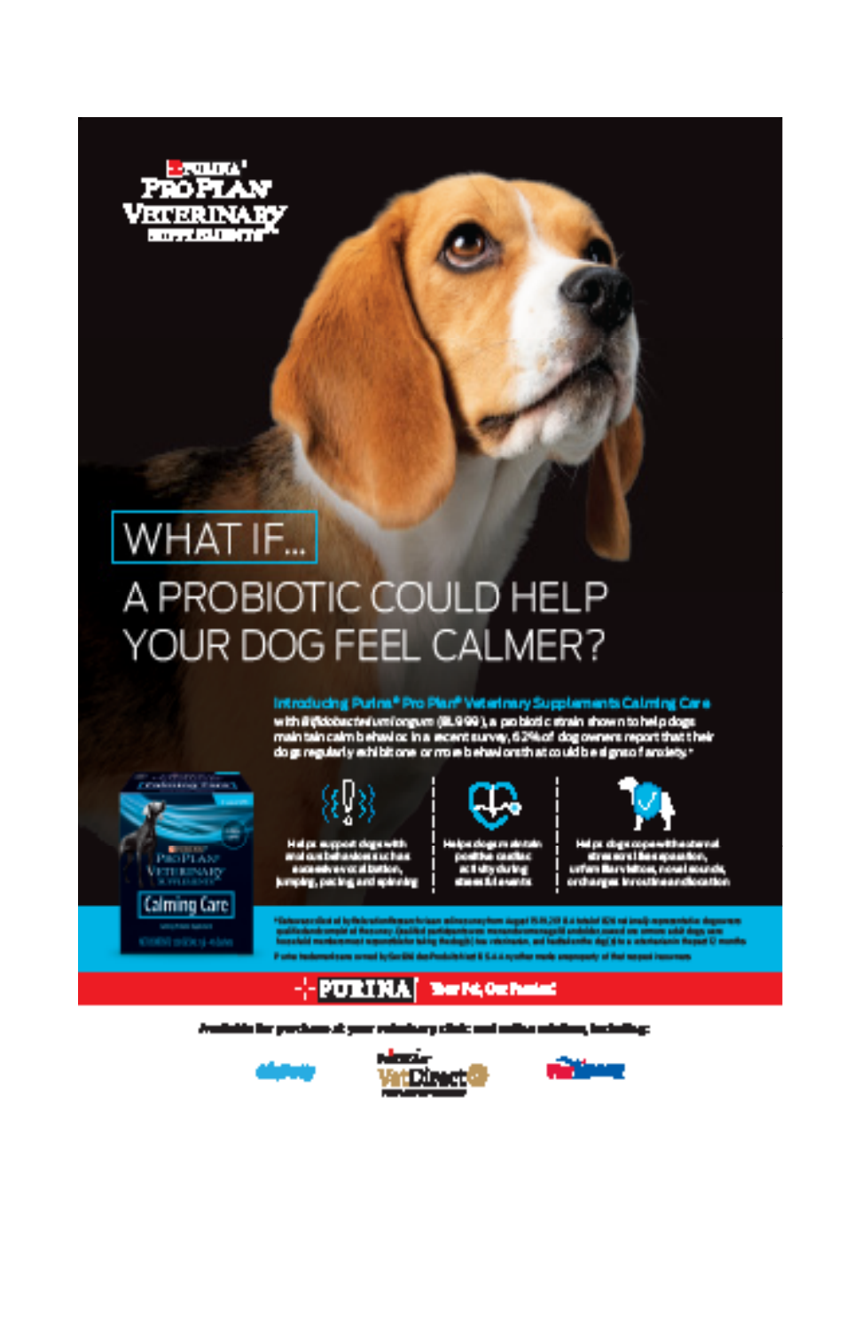PURINA®
PRO PLAN®
VETERINARY
SUPPLEMENTS™

# WHAT IF...

# A PROBIOTIC COULD HELP YOUR DOG FEEL CALMER?

**Introducing Purina® Pro Plan® Veterinary Supplements Calming Care**
with *Bifidobacterium longum* (BL999), a probiotic strain shown to help dogs maintain calm behavior. In a recent survey, 62% of dog owners report that their dogs regularly exhibit one or more behaviors that could be a sign of anxiety.*

Helps support dogs with anxious behaviors such as excessive vocalization, jumping, pacing and spinning

Helps dogs maintain positive cardiac activity during stressful events

Helps dogs cope with external stressors like separation, unfamiliar visitors, novel sounds, or changes in routine and location

PRO PLAN VETERINARY SUPPLEMENTS
Calming Care

PURINA | Your Pet, Our Passion.

Available for purchase at your veterinary clinic and online retailers, including:

Chewy
Purina VetDirect
PetSmart